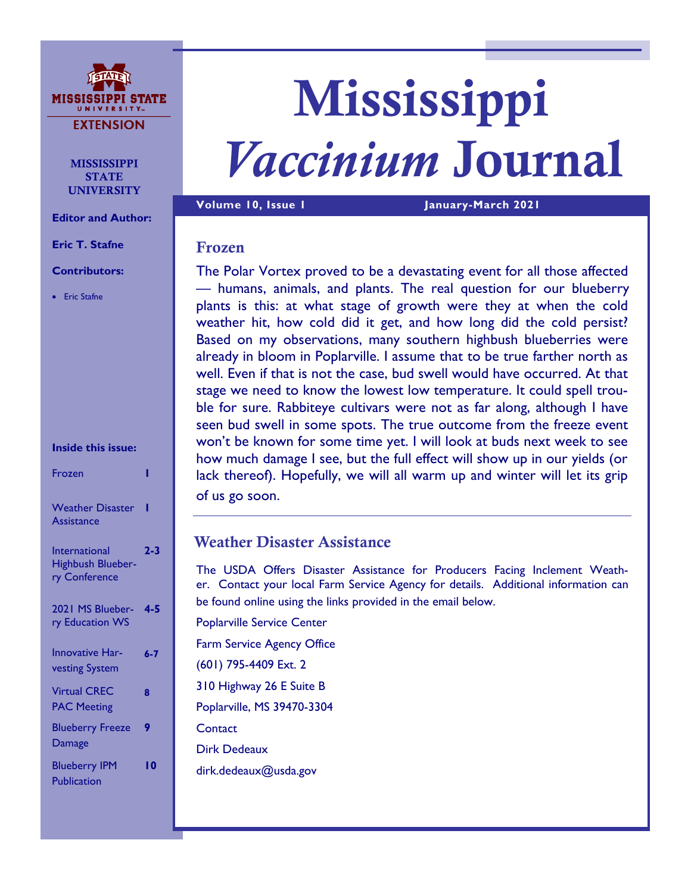MISSISSIPPI STATE UNIVERSITY EXTENSION

# Mississippi *Vaccinium* Journal

**Volume 10, Issue 1** **January-March 2021**

**MISSISSIPPI STATE UNIVERSITY**

**Editor and Author:**

**Eric T. Stafne**

**Contributors:**

- Eric Stafne

**Inside this issue:**

| | |
|---|---|
| Frozen | 1 |
| Weather Disaster Assistance | 1 |
| International Highbush Blueberry Conference | 2-3 |
| 2021 MS Blueberry Education WS | 4-5 |
| Innovative Harvesting System | 6-7 |
| Virtual CREC PAC Meeting | 8 |
| Blueberry Freeze Damage | 9 |
| Blueberry IPM Publication | 10 |

## Frozen

The Polar Vortex proved to be a devastating event for all those affected — humans, animals, and plants. The real question for our blueberry plants is this: at what stage of growth were they at when the cold weather hit, how cold did it get, and how long did the cold persist? Based on my observations, many southern highbush blueberries were already in bloom in Poplarville. I assume that to be true farther north as well. Even if that is not the case, bud swell would have occurred. At that stage we need to know the lowest low temperature. It could spell trouble for sure. Rabbiteye cultivars were not as far along, although I have seen bud swell in some spots. The true outcome from the freeze event won't be known for some time yet. I will look at buds next week to see how much damage I see, but the full effect will show up in our yields (or lack thereof). Hopefully, we will all warm up and winter will let its grip of us go soon.

## Weather Disaster Assistance

The USDA Offers Disaster Assistance for Producers Facing Inclement Weather. Contact your local Farm Service Agency for details. Additional information can be found online using the links provided in the email below.

Poplarville Service Center

Farm Service Agency Office

(601) 795-4409 Ext. 2

310 Highway 26 E Suite B

Poplarville, MS 39470-3304

Contact

Dirk Dedeaux

dirk.dedeaux@usda.gov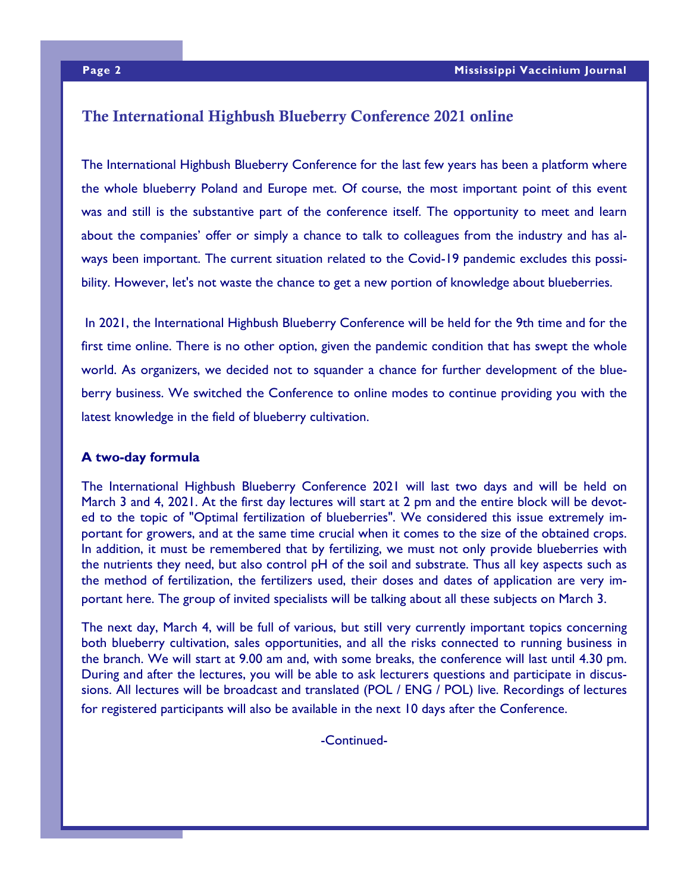## The International Highbush Blueberry Conference 2021 online

The International Highbush Blueberry Conference for the last few years has been a platform where the whole blueberry Poland and Europe met. Of course, the most important point of this event was and still is the substantive part of the conference itself. The opportunity to meet and learn about the companies' offer or simply a chance to talk to colleagues from the industry and has always been important. The current situation related to the Covid-19 pandemic excludes this possibility. However, let's not waste the chance to get a new portion of knowledge about blueberries.

In 2021, the International Highbush Blueberry Conference will be held for the 9th time and for the first time online. There is no other option, given the pandemic condition that has swept the whole world. As organizers, we decided not to squander a chance for further development of the blueberry business. We switched the Conference to online modes to continue providing you with the latest knowledge in the field of blueberry cultivation.

**A two-day formula**

The International Highbush Blueberry Conference 2021 will last two days and will be held on March 3 and 4, 2021. At the first day lectures will start at 2 pm and the entire block will be devoted to the topic of "Optimal fertilization of blueberries". We considered this issue extremely important for growers, and at the same time crucial when it comes to the size of the obtained crops. In addition, it must be remembered that by fertilizing, we must not only provide blueberries with the nutrients they need, but also control pH of the soil and substrate. Thus all key aspects such as the method of fertilization, the fertilizers used, their doses and dates of application are very important here. The group of invited specialists will be talking about all these subjects on March 3.

The next day, March 4, will be full of various, but still very currently important topics concerning both blueberry cultivation, sales opportunities, and all the risks connected to running business in the branch. We will start at 9.00 am and, with some breaks, the conference will last until 4.30 pm. During and after the lectures, you will be able to ask lecturers questions and participate in discussions. All lectures will be broadcast and translated (POL / ENG / POL) live. Recordings of lectures for registered participants will also be available in the next 10 days after the Conference.

-Continued-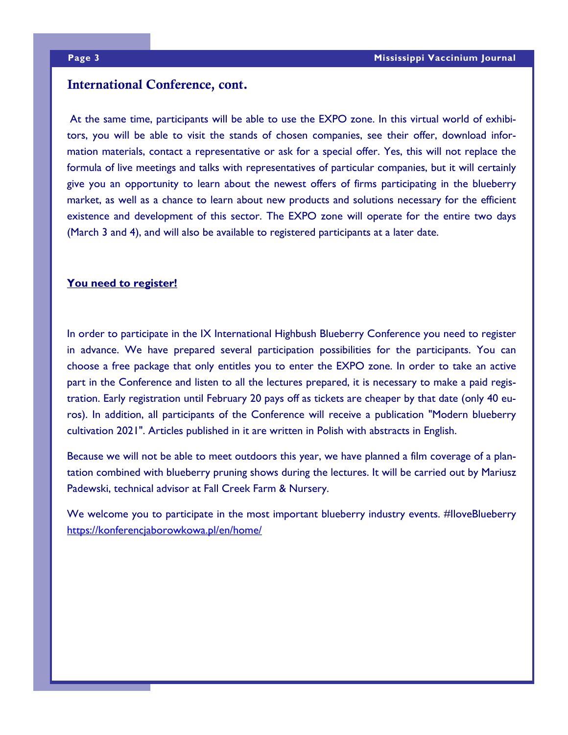## International Conference, cont.

At the same time, participants will be able to use the EXPO zone. In this virtual world of exhibitors, you will be able to visit the stands of chosen companies, see their offer, download information materials, contact a representative or ask for a special offer. Yes, this will not replace the formula of live meetings and talks with representatives of particular companies, but it will certainly give you an opportunity to learn about the newest offers of firms participating in the blueberry market, as well as a chance to learn about new products and solutions necessary for the efficient existence and development of this sector. The EXPO zone will operate for the entire two days (March 3 and 4), and will also be available to registered participants at a later date.

**You need to register!**

In order to participate in the IX International Highbush Blueberry Conference you need to register in advance. We have prepared several participation possibilities for the participants. You can choose a free package that only entitles you to enter the EXPO zone. In order to take an active part in the Conference and listen to all the lectures prepared, it is necessary to make a paid registration. Early registration until February 20 pays off as tickets are cheaper by that date (only 40 euros). In addition, all participants of the Conference will receive a publication "Modern blueberry cultivation 2021". Articles published in it are written in Polish with abstracts in English.

Because we will not be able to meet outdoors this year, we have planned a film coverage of a plantation combined with blueberry pruning shows during the lectures. It will be carried out by Mariusz Padewski, technical advisor at Fall Creek Farm & Nursery.

We welcome you to participate in the most important blueberry industry events. #IloveBlueberry https://konferencjaborowkowa.pl/en/home/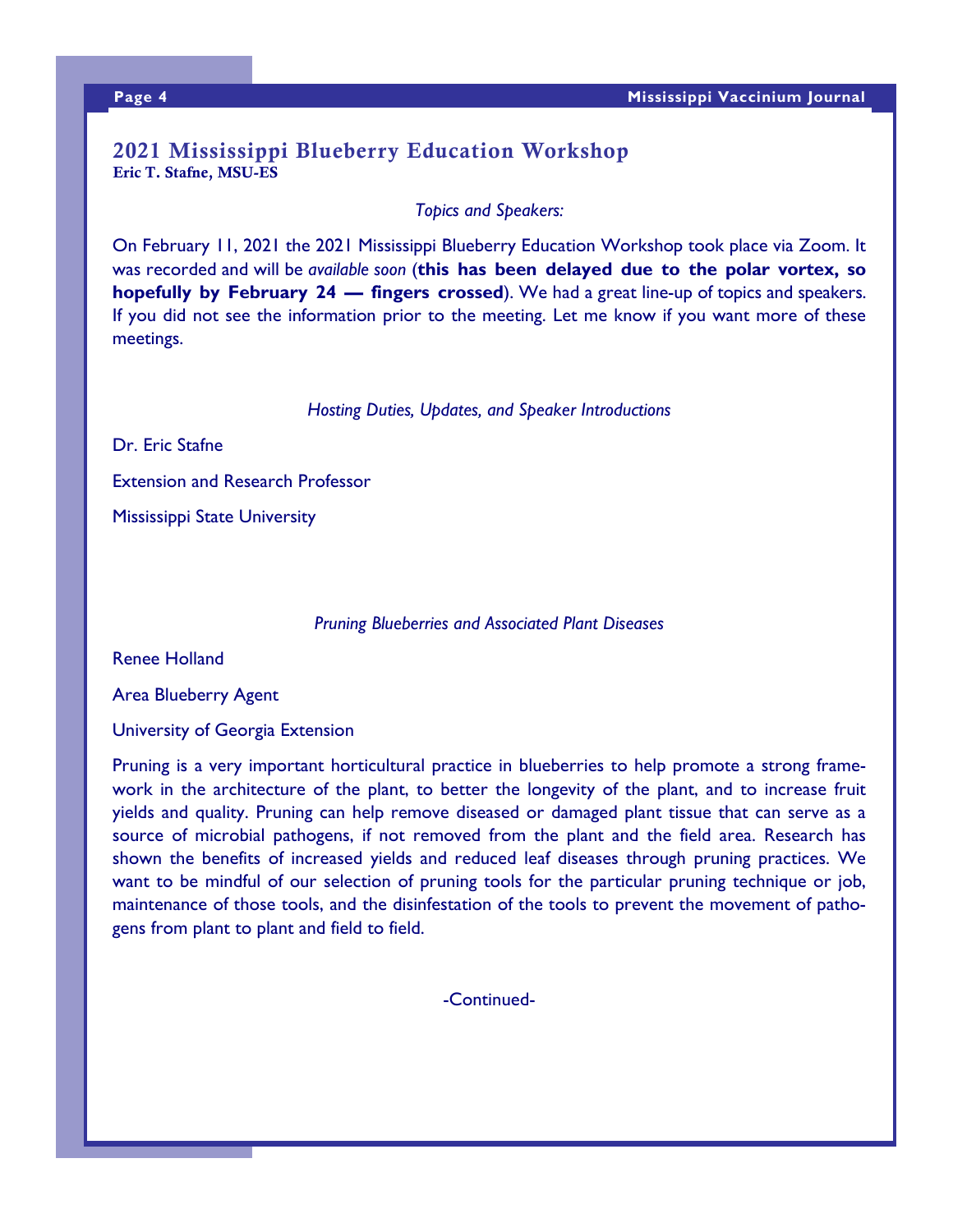## 2021 Mississippi Blueberry Education Workshop

**Eric T. Stafne, MSU-ES**

*Topics and Speakers:*

On February 11, 2021 the 2021 Mississippi Blueberry Education Workshop took place via Zoom. It was recorded and will be *available soon* (**this has been delayed due to the polar vortex, so hopefully by February 24 — fingers crossed**). We had a great line-up of topics and speakers. If you did not see the information prior to the meeting. Let me know if you want more of these meetings.

*Hosting Duties, Updates, and Speaker Introductions*

Dr. Eric Stafne

Extension and Research Professor

Mississippi State University

*Pruning Blueberries and Associated Plant Diseases*

Renee Holland

Area Blueberry Agent

University of Georgia Extension

Pruning is a very important horticultural practice in blueberries to help promote a strong framework in the architecture of the plant, to better the longevity of the plant, and to increase fruit yields and quality. Pruning can help remove diseased or damaged plant tissue that can serve as a source of microbial pathogens, if not removed from the plant and the field area. Research has shown the benefits of increased yields and reduced leaf diseases through pruning practices. We want to be mindful of our selection of pruning tools for the particular pruning technique or job, maintenance of those tools, and the disinfestation of the tools to prevent the movement of pathogens from plant to plant and field to field.

-Continued-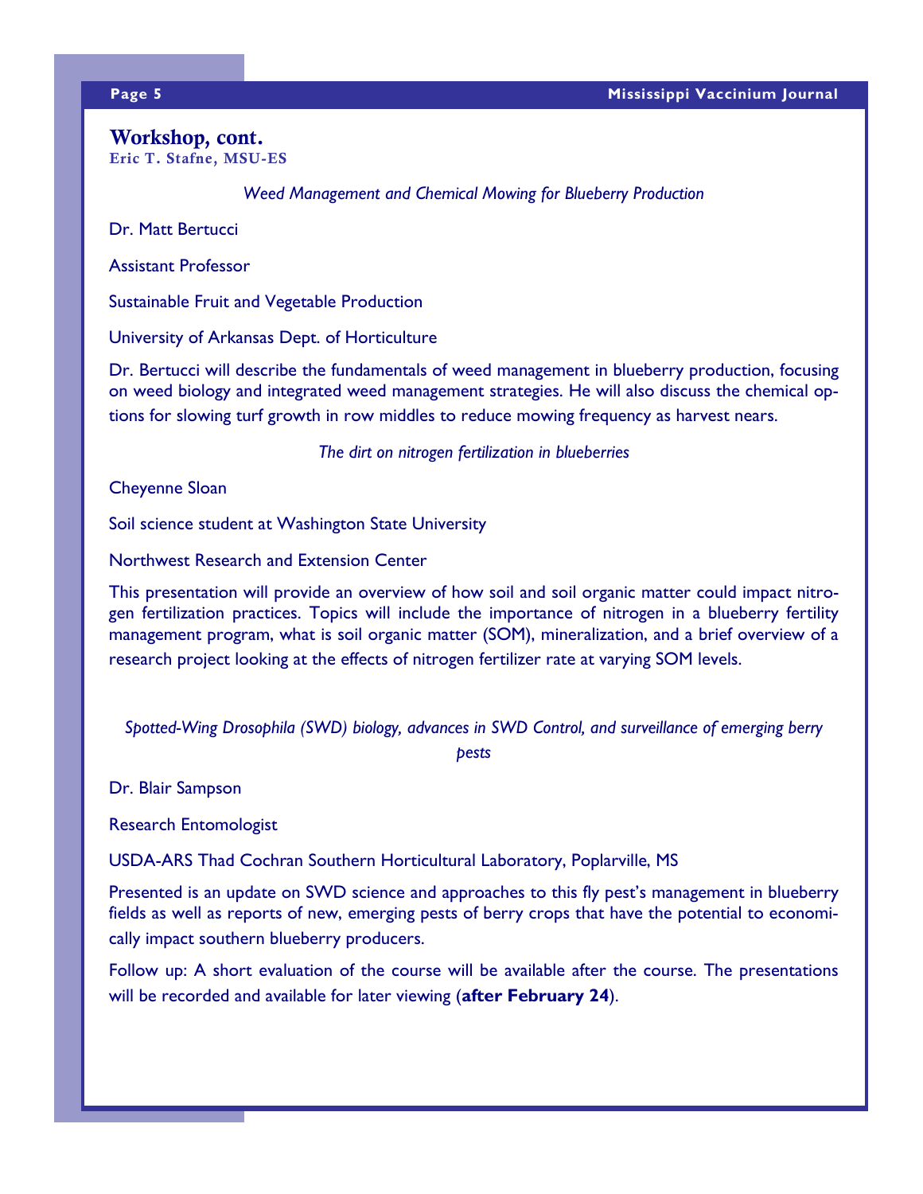## Workshop, cont.

**Eric T. Stafne, MSU-ES**

*Weed Management and Chemical Mowing for Blueberry Production*

Dr. Matt Bertucci

Assistant Professor

Sustainable Fruit and Vegetable Production

University of Arkansas Dept. of Horticulture

Dr. Bertucci will describe the fundamentals of weed management in blueberry production, focusing on weed biology and integrated weed management strategies. He will also discuss the chemical options for slowing turf growth in row middles to reduce mowing frequency as harvest nears.

*The dirt on nitrogen fertilization in blueberries*

Cheyenne Sloan

Soil science student at Washington State University

Northwest Research and Extension Center

This presentation will provide an overview of how soil and soil organic matter could impact nitrogen fertilization practices. Topics will include the importance of nitrogen in a blueberry fertility management program, what is soil organic matter (SOM), mineralization, and a brief overview of a research project looking at the effects of nitrogen fertilizer rate at varying SOM levels.

*Spotted-Wing Drosophila (SWD) biology, advances in SWD Control, and surveillance of emerging berry pests*

Dr. Blair Sampson

Research Entomologist

USDA-ARS Thad Cochran Southern Horticultural Laboratory, Poplarville, MS

Presented is an update on SWD science and approaches to this fly pest's management in blueberry fields as well as reports of new, emerging pests of berry crops that have the potential to economically impact southern blueberry producers.

Follow up: A short evaluation of the course will be available after the course. The presentations will be recorded and available for later viewing (**after February 24**).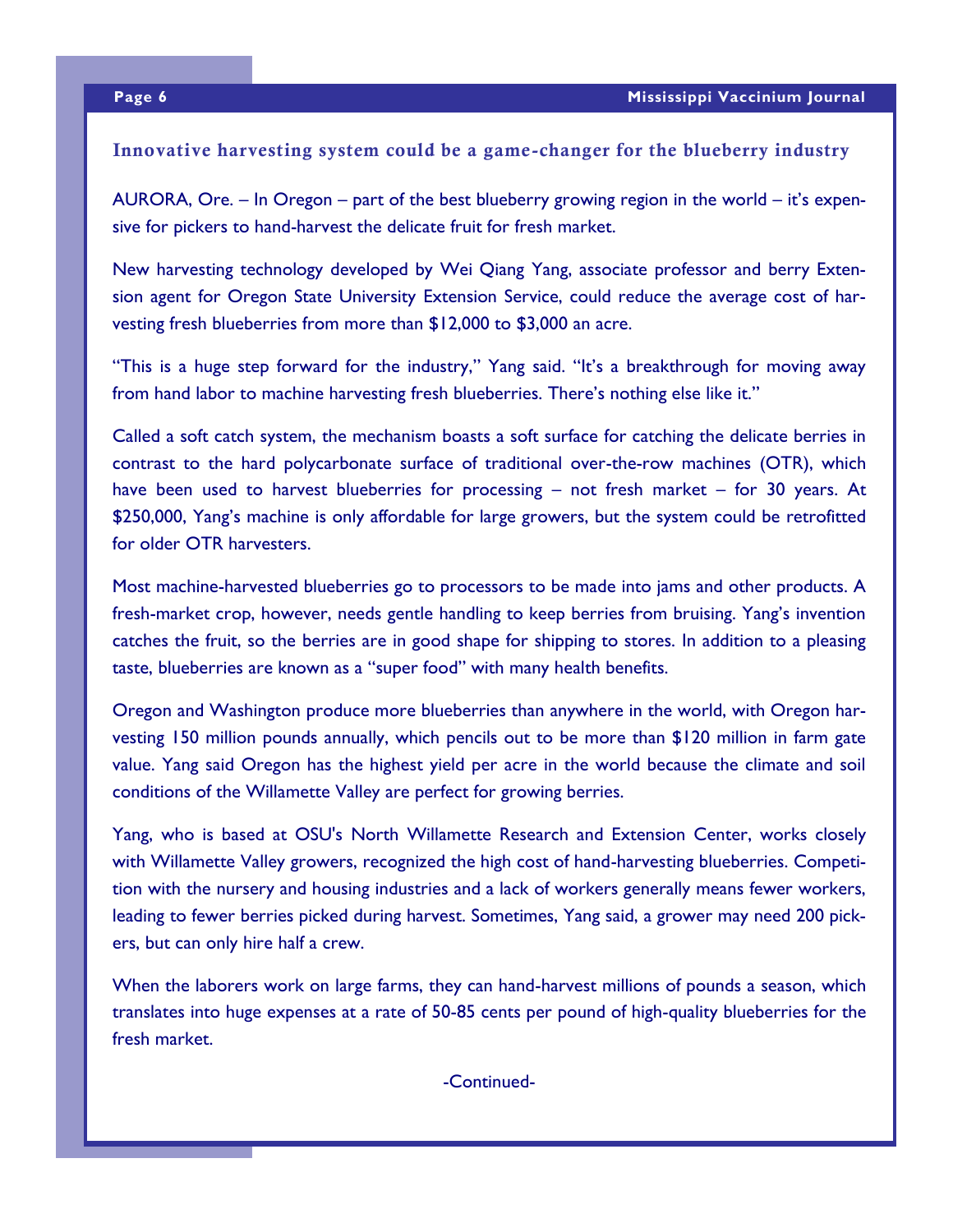## Innovative harvesting system could be a game-changer for the blueberry industry

AURORA, Ore. – In Oregon – part of the best blueberry growing region in the world – it's expensive for pickers to hand-harvest the delicate fruit for fresh market.

New harvesting technology developed by Wei Qiang Yang, associate professor and berry Extension agent for Oregon State University Extension Service, could reduce the average cost of harvesting fresh blueberries from more than $12,000 to $3,000 an acre.

"This is a huge step forward for the industry," Yang said. "It's a breakthrough for moving away from hand labor to machine harvesting fresh blueberries. There's nothing else like it."

Called a soft catch system, the mechanism boasts a soft surface for catching the delicate berries in contrast to the hard polycarbonate surface of traditional over-the-row machines (OTR), which have been used to harvest blueberries for processing – not fresh market – for 30 years. At $250,000, Yang's machine is only affordable for large growers, but the system could be retrofitted for older OTR harvesters.

Most machine-harvested blueberries go to processors to be made into jams and other products. A fresh-market crop, however, needs gentle handling to keep berries from bruising. Yang's invention catches the fruit, so the berries are in good shape for shipping to stores. In addition to a pleasing taste, blueberries are known as a "super food" with many health benefits.

Oregon and Washington produce more blueberries than anywhere in the world, with Oregon harvesting 150 million pounds annually, which pencils out to be more than $120 million in farm gate value. Yang said Oregon has the highest yield per acre in the world because the climate and soil conditions of the Willamette Valley are perfect for growing berries.

Yang, who is based at OSU's North Willamette Research and Extension Center, works closely with Willamette Valley growers, recognized the high cost of hand-harvesting blueberries. Competition with the nursery and housing industries and a lack of workers generally means fewer workers, leading to fewer berries picked during harvest. Sometimes, Yang said, a grower may need 200 pickers, but can only hire half a crew.

When the laborers work on large farms, they can hand-harvest millions of pounds a season, which translates into huge expenses at a rate of 50-85 cents per pound of high-quality blueberries for the fresh market.

-Continued-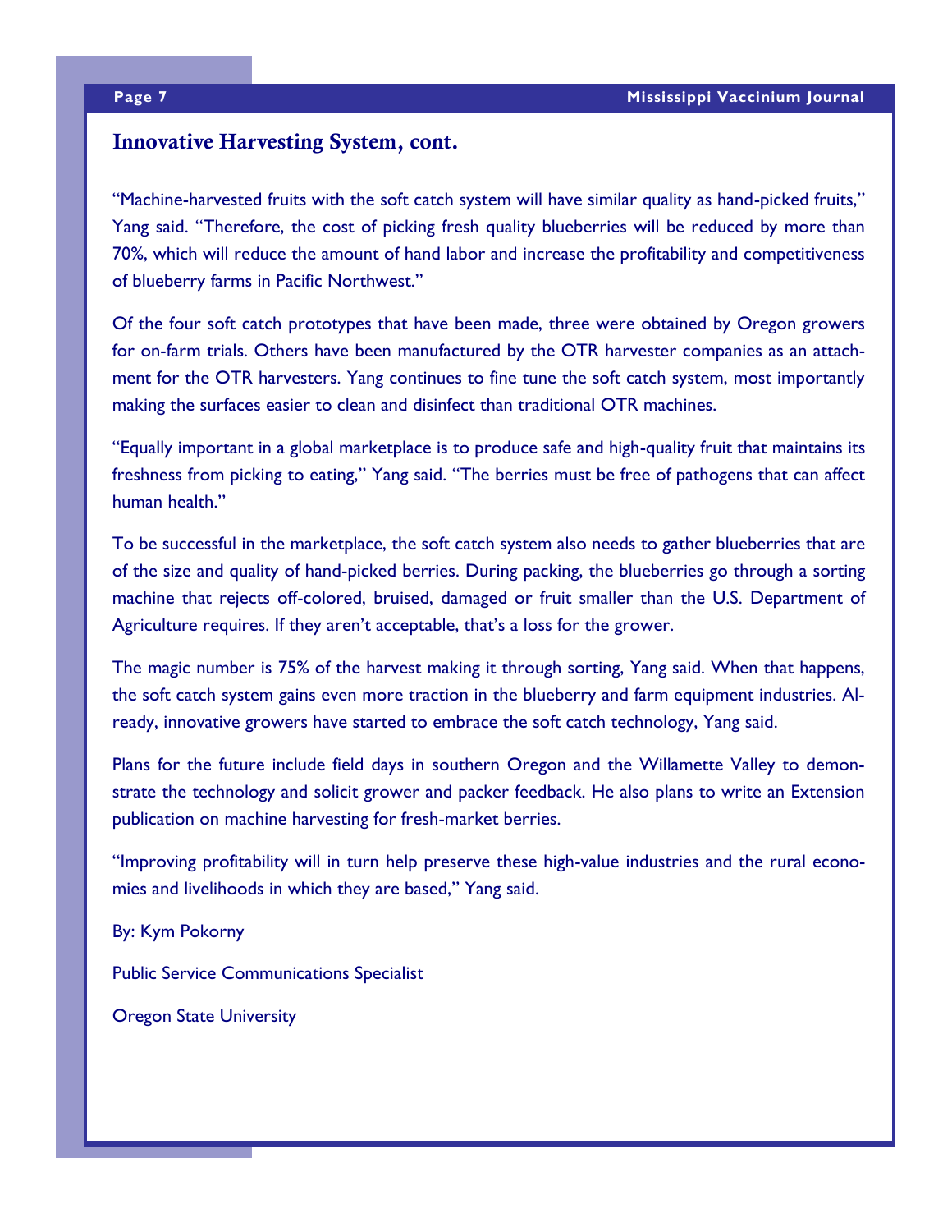## Innovative Harvesting System, cont.

"Machine-harvested fruits with the soft catch system will have similar quality as hand-picked fruits," Yang said. "Therefore, the cost of picking fresh quality blueberries will be reduced by more than 70%, which will reduce the amount of hand labor and increase the profitability and competitiveness of blueberry farms in Pacific Northwest."

Of the four soft catch prototypes that have been made, three were obtained by Oregon growers for on-farm trials. Others have been manufactured by the OTR harvester companies as an attachment for the OTR harvesters. Yang continues to fine tune the soft catch system, most importantly making the surfaces easier to clean and disinfect than traditional OTR machines.

"Equally important in a global marketplace is to produce safe and high-quality fruit that maintains its freshness from picking to eating," Yang said. "The berries must be free of pathogens that can affect human health."

To be successful in the marketplace, the soft catch system also needs to gather blueberries that are of the size and quality of hand-picked berries. During packing, the blueberries go through a sorting machine that rejects off-colored, bruised, damaged or fruit smaller than the U.S. Department of Agriculture requires. If they aren't acceptable, that's a loss for the grower.

The magic number is 75% of the harvest making it through sorting, Yang said. When that happens, the soft catch system gains even more traction in the blueberry and farm equipment industries. Already, innovative growers have started to embrace the soft catch technology, Yang said.

Plans for the future include field days in southern Oregon and the Willamette Valley to demonstrate the technology and solicit grower and packer feedback. He also plans to write an Extension publication on machine harvesting for fresh-market berries.

"Improving profitability will in turn help preserve these high-value industries and the rural economies and livelihoods in which they are based," Yang said.

By: Kym Pokorny

Public Service Communications Specialist

Oregon State University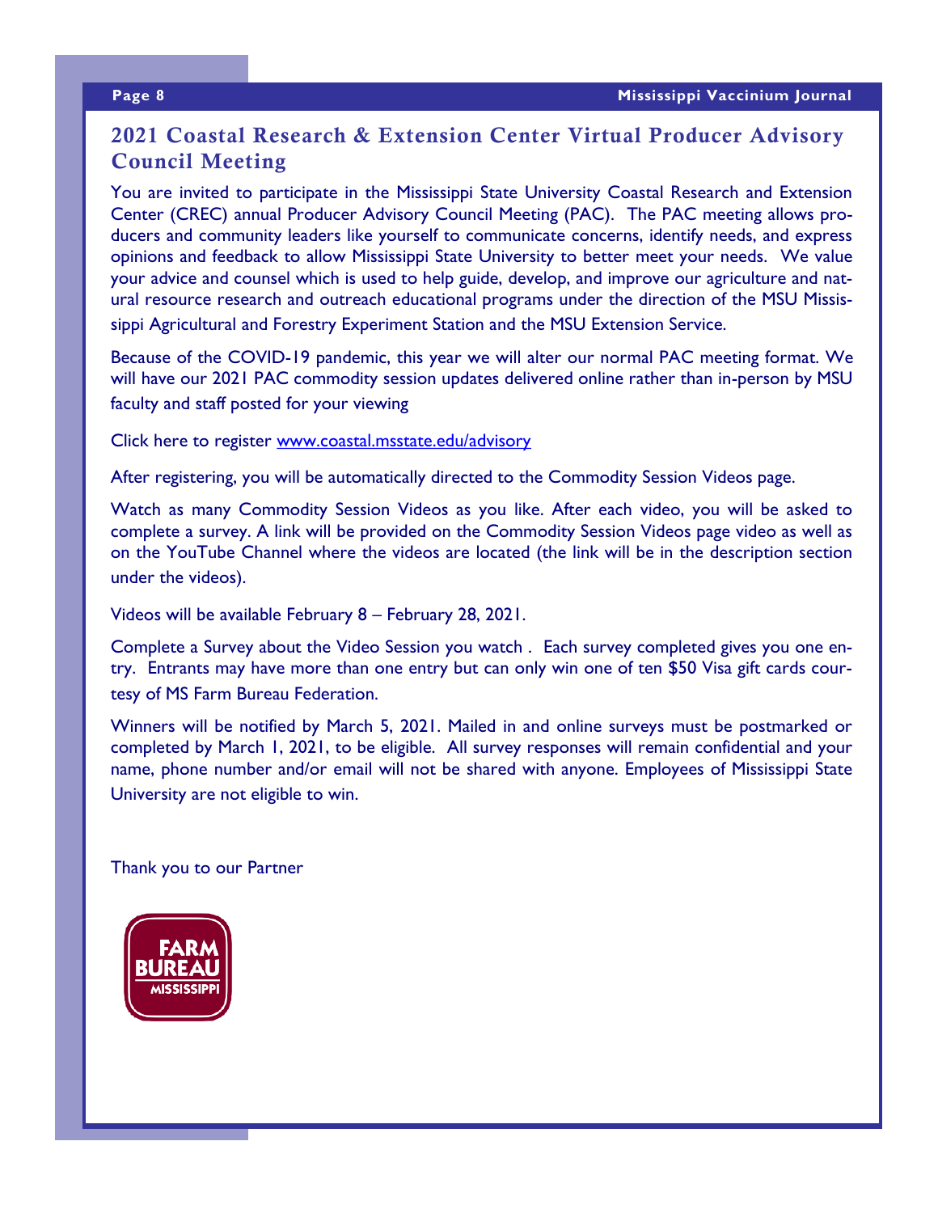## 2021 Coastal Research & Extension Center Virtual Producer Advisory Council Meeting

You are invited to participate in the Mississippi State University Coastal Research and Extension Center (CREC) annual Producer Advisory Council Meeting (PAC). The PAC meeting allows producers and community leaders like yourself to communicate concerns, identify needs, and express opinions and feedback to allow Mississippi State University to better meet your needs. We value your advice and counsel which is used to help guide, develop, and improve our agriculture and natural resource research and outreach educational programs under the direction of the MSU Mississippi Agricultural and Forestry Experiment Station and the MSU Extension Service.

Because of the COVID-19 pandemic, this year we will alter our normal PAC meeting format. We will have our 2021 PAC commodity session updates delivered online rather than in-person by MSU faculty and staff posted for your viewing

Click here to register www.coastal.msstate.edu/advisory

After registering, you will be automatically directed to the Commodity Session Videos page.

Watch as many Commodity Session Videos as you like. After each video, you will be asked to complete a survey. A link will be provided on the Commodity Session Videos page video as well as on the YouTube Channel where the videos are located (the link will be in the description section under the videos).

Videos will be available February 8 – February 28, 2021.

Complete a Survey about the Video Session you watch . Each survey completed gives you one entry. Entrants may have more than one entry but can only win one of ten $50 Visa gift cards courtesy of MS Farm Bureau Federation.

Winners will be notified by March 5, 2021. Mailed in and online surveys must be postmarked or completed by March 1, 2021, to be eligible. All survey responses will remain confidential and your name, phone number and/or email will not be shared with anyone. Employees of Mississippi State University are not eligible to win.

Thank you to our Partner

FARM BUREAU MISSISSIPPI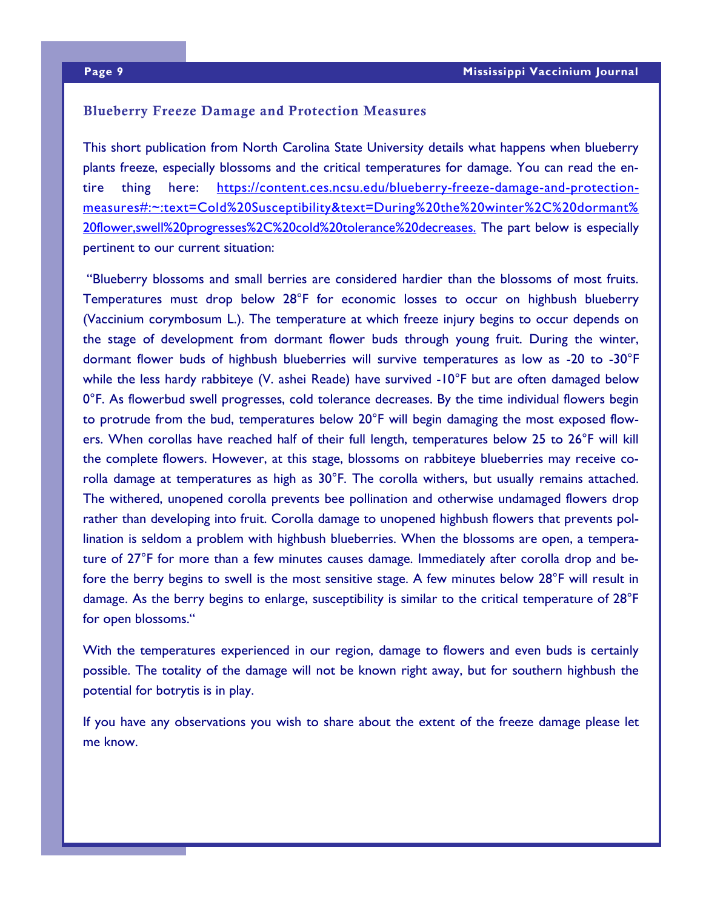## Blueberry Freeze Damage and Protection Measures

This short publication from North Carolina State University details what happens when blueberry plants freeze, especially blossoms and the critical temperatures for damage. You can read the entire thing here: [https://content.ces.ncsu.edu/blueberry-freeze-damage-and-protection-measures#:~:text=Cold%20Susceptibility&text=During%20the%20winter%2C%20dormant%20flower,swell%20progresses%2C%20cold%20tolerance%20decreases.](https://content.ces.ncsu.edu/blueberry-freeze-damage-and-protection-measures#:~:text=Cold%20Susceptibility&text=During%20the%20winter%2C%20dormant%20flower,swell%20progresses%2C%20cold%20tolerance%20decreases.) The part below is especially pertinent to our current situation:

"Blueberry blossoms and small berries are considered hardier than the blossoms of most fruits. Temperatures must drop below 28°F for economic losses to occur on highbush blueberry (Vaccinium corymbosum L.). The temperature at which freeze injury begins to occur depends on the stage of development from dormant flower buds through young fruit. During the winter, dormant flower buds of highbush blueberries will survive temperatures as low as -20 to -30°F while the less hardy rabbiteye (V. ashei Reade) have survived -10°F but are often damaged below 0°F. As flowerbud swell progresses, cold tolerance decreases. By the time individual flowers begin to protrude from the bud, temperatures below 20°F will begin damaging the most exposed flowers. When corollas have reached half of their full length, temperatures below 25 to 26°F will kill the complete flowers. However, at this stage, blossoms on rabbiteye blueberries may receive corolla damage at temperatures as high as 30°F. The corolla withers, but usually remains attached. The withered, unopened corolla prevents bee pollination and otherwise undamaged flowers drop rather than developing into fruit. Corolla damage to unopened highbush flowers that prevents pollination is seldom a problem with highbush blueberries. When the blossoms are open, a temperature of 27°F for more than a few minutes causes damage. Immediately after corolla drop and before the berry begins to swell is the most sensitive stage. A few minutes below 28°F will result in damage. As the berry begins to enlarge, susceptibility is similar to the critical temperature of 28°F for open blossoms."

With the temperatures experienced in our region, damage to flowers and even buds is certainly possible. The totality of the damage will not be known right away, but for southern highbush the potential for botrytis is in play.

If you have any observations you wish to share about the extent of the freeze damage please let me know.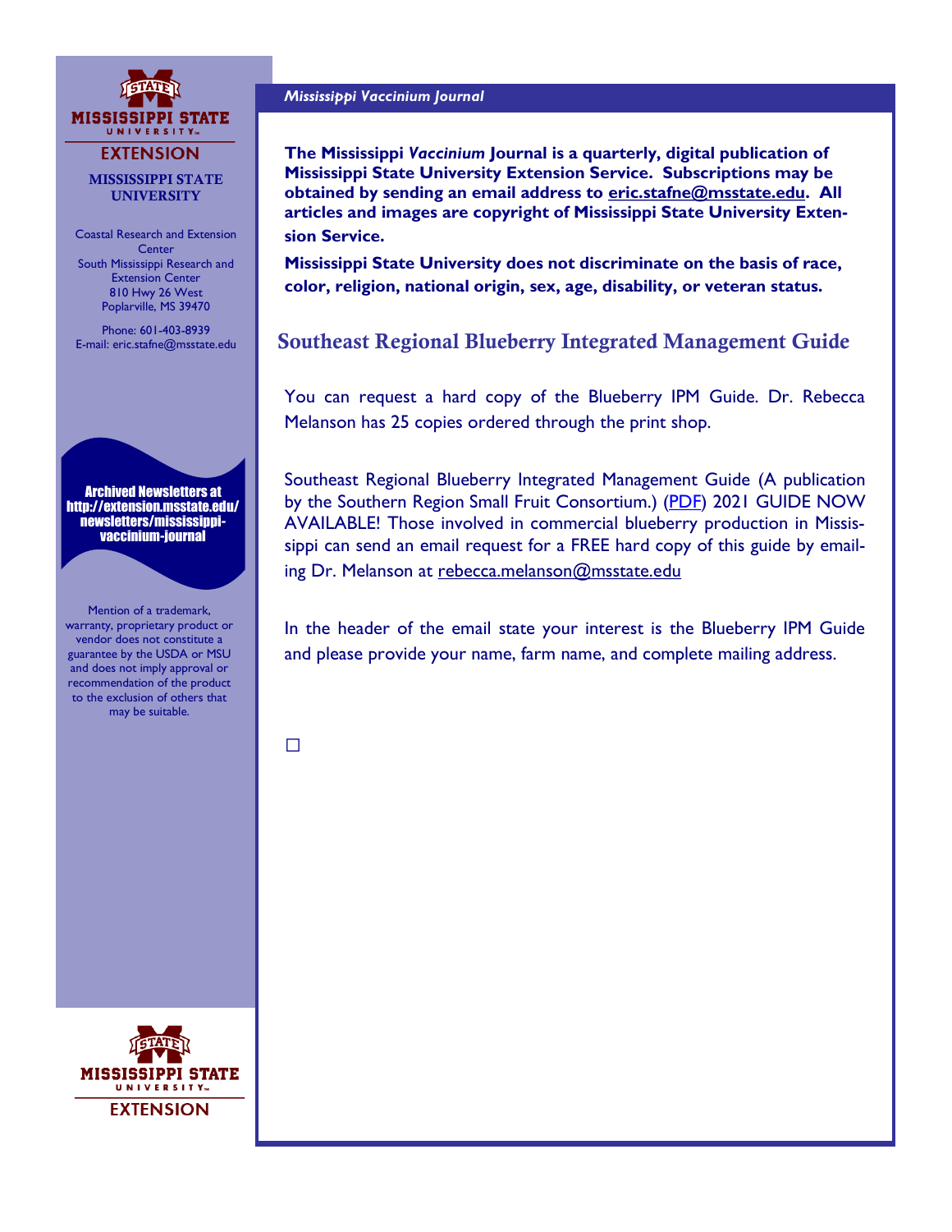**MISSISSIPPI STATE UNIVERSITY EXTENSION**

**MISSISSIPPI STATE UNIVERSITY**

Coastal Research and Extension Center
South Mississippi Research and Extension Center
810 Hwy 26 West
Poplarville, MS 39470

Phone: 601-403-8939
E-mail: eric.stafne@msstate.edu

**Archived Newsletters at http://extension.msstate.edu/newsletters/mississippi-vaccinium-journal**

Mention of a trademark, warranty, proprietary product or vendor does not constitute a guarantee by the USDA or MSU and does not imply approval or recommendation of the product to the exclusion of others that may be suitable.

**The Mississippi *Vaccinium* Journal is a quarterly, digital publication of Mississippi State University Extension Service. Subscriptions may be obtained by sending an email address to eric.stafne@msstate.edu. All articles and images are copyright of Mississippi State University Extension Service.**

**Mississippi State University does not discriminate on the basis of race, color, religion, national origin, sex, age, disability, or veteran status.**

## Southeast Regional Blueberry Integrated Management Guide

You can request a hard copy of the Blueberry IPM Guide. Dr. Rebecca Melanson has 25 copies ordered through the print shop.

Southeast Regional Blueberry Integrated Management Guide (A publication by the Southern Region Small Fruit Consortium.) (PDF) 2021 GUIDE NOW AVAILABLE! Those involved in commercial blueberry production in Mississippi can send an email request for a FREE hard copy of this guide by emailing Dr. Melanson at rebecca.melanson@msstate.edu

In the header of the email state your interest is the Blueberry IPM Guide and please provide your name, farm name, and complete mailing address.

**MISSISSIPPI STATE UNIVERSITY EXTENSION**